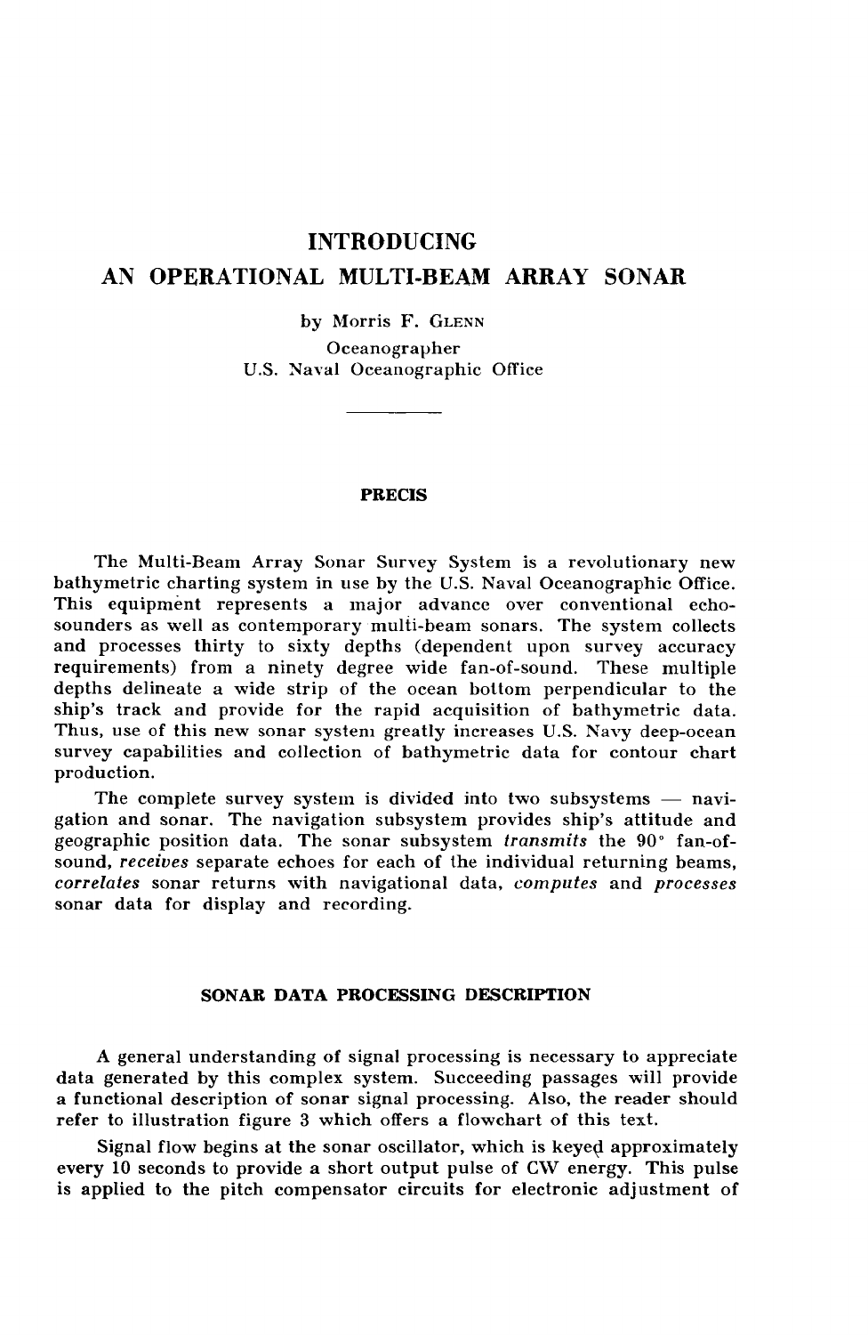# INTRODUCING AN OPERATIONAL MULTI-BEAM ARRAY SONAR

by Morris F. Glenn
Oceanographer
U.S. Naval Oceanographic Office

## PRECIS

The Multi-Beam Array Sonar Survey System is a revolutionary new bathymetric charting system in use by the U.S. Naval Oceanographic Office. This equipment represents a major advance over conventional echo-sounders as well as contemporary multi-beam sonars. The system collects and processes thirty to sixty depths (dependent upon survey accuracy requirements) from a ninety degree wide fan-of-sound. These multiple depths delineate a wide strip of the ocean bottom perpendicular to the ship's track and provide for the rapid acquisition of bathymetric data. Thus, use of this new sonar system greatly increases U.S. Navy deep-ocean survey capabilities and collection of bathymetric data for contour chart production.

The complete survey system is divided into two subsystems — navigation and sonar. The navigation subsystem provides ship's attitude and geographic position data. The sonar subsystem *transmits* the 90° fan-of-sound, *receives* separate echoes for each of the individual returning beams, *correlates* sonar returns with navigational data, *computes* and *processes* sonar data for display and recording.

## SONAR DATA PROCESSING DESCRIPTION

A general understanding of signal processing is necessary to appreciate data generated by this complex system. Succeeding passages will provide a functional description of sonar signal processing. Also, the reader should refer to illustration figure 3 which offers a flowchart of this text.

Signal flow begins at the sonar oscillator, which is keyed approximately every 10 seconds to provide a short output pulse of CW energy. This pulse is applied to the pitch compensator circuits for electronic adjustment of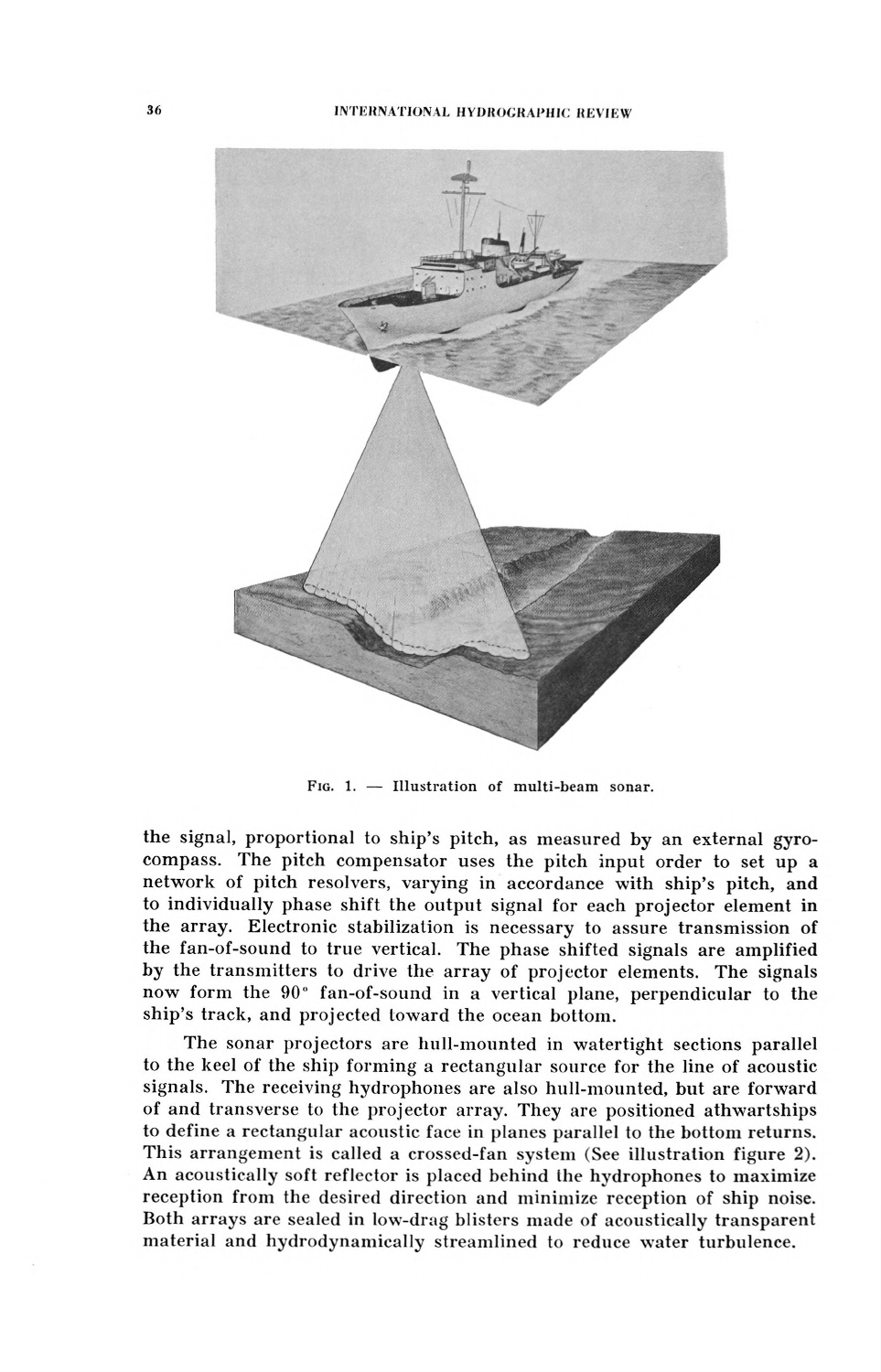FIG. 1. — Illustration of multi-beam sonar.

the signal, proportional to ship's pitch, as measured by an external gyro-compass. The pitch compensator uses the pitch input order to set up a network of pitch resolvers, varying in accordance with ship's pitch, and to individually phase shift the output signal for each projector element in the array. Electronic stabilization is necessary to assure transmission of the fan-of-sound to true vertical. The phase shifted signals are amplified by the transmitters to drive the array of projector elements. The signals now form the 90° fan-of-sound in a vertical plane, perpendicular to the ship's track, and projected toward the ocean bottom.

The sonar projectors are hull-mounted in watertight sections parallel to the keel of the ship forming a rectangular source for the line of acoustic signals. The receiving hydrophones are also hull-mounted, but are forward of and transverse to the projector array. They are positioned athwartships to define a rectangular acoustic face in planes parallel to the bottom returns. This arrangement is called a crossed-fan system (See illustration figure 2). An acoustically soft reflector is placed behind the hydrophones to maximize reception from the desired direction and minimize reception of ship noise. Both arrays are sealed in low-drag blisters made of acoustically transparent material and hydrodynamically streamlined to reduce water turbulence.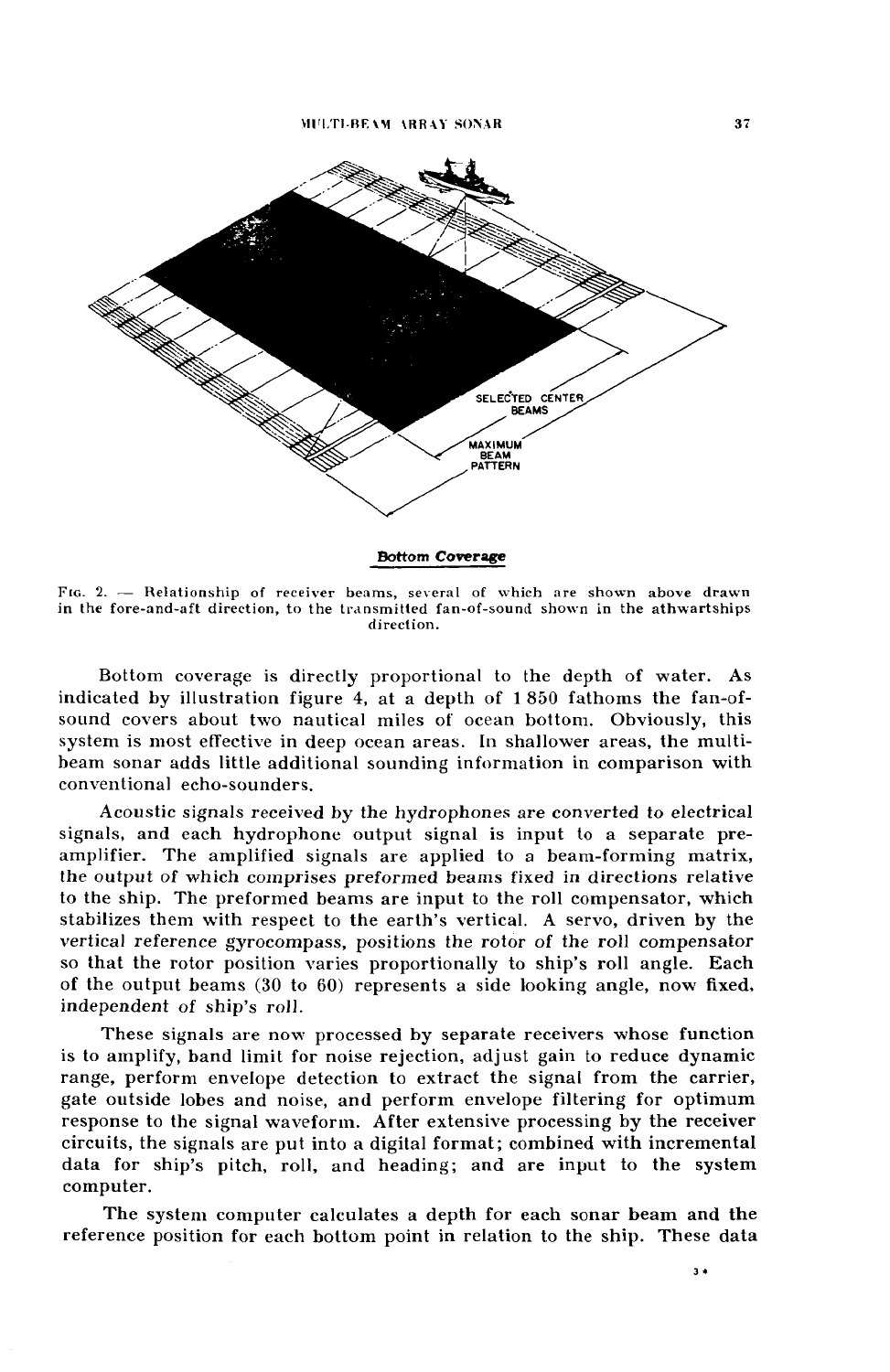**Bottom Coverage**

FIG. 2. — Relationship of receiver beams, several of which are shown above drawn in the fore-and-aft direction, to the transmitted fan-of-sound shown in the athwartships direction.

Bottom coverage is directly proportional to the depth of water. As indicated by illustration figure 4, at a depth of 1 850 fathoms the fan-of-sound covers about two nautical miles of ocean bottom. Obviously, this system is most effective in deep ocean areas. In shallower areas, the multi-beam sonar adds little additional sounding information in comparison with conventional echo-sounders.

Acoustic signals received by the hydrophones are converted to electrical signals, and each hydrophone output signal is input to a separate pre-amplifier. The amplified signals are applied to a beam-forming matrix, the output of which comprises preformed beams fixed in directions relative to the ship. The preformed beams are input to the roll compensator, which stabilizes them with respect to the earth's vertical. A servo, driven by the vertical reference gyrocompass, positions the rotor of the roll compensator so that the rotor position varies proportionally to ship's roll angle. Each of the output beams (30 to 60) represents a side looking angle, now fixed, independent of ship's roll.

These signals are now processed by separate receivers whose function is to amplify, band limit for noise rejection, adjust gain to reduce dynamic range, perform envelope detection to extract the signal from the carrier, gate outside lobes and noise, and perform envelope filtering for optimum response to the signal waveform. After extensive processing by the receiver circuits, the signals are put into a digital format; combined with incremental data for ship's pitch, roll, and heading; and are input to the system computer.

The system computer calculates a depth for each sonar beam and the reference position for each bottom point in relation to the ship. These data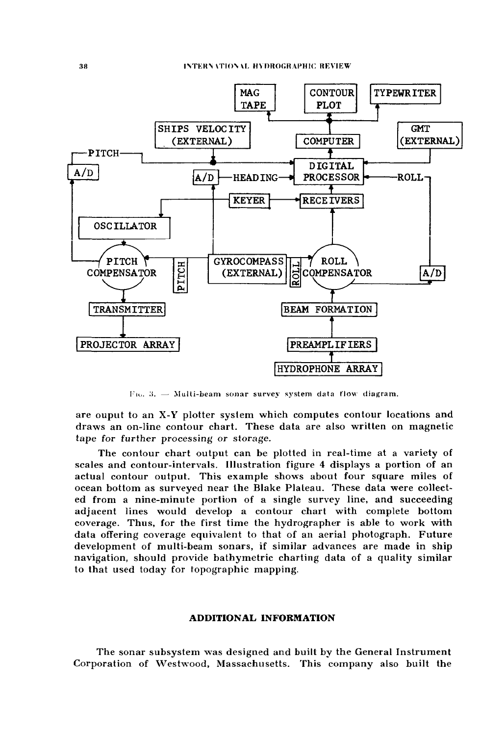Fig. 3. — Multi-beam sonar survey system data flow diagram.

are ouput to an X-Y plotter system which computes contour locations and draws an on-line contour chart. These data are also written on magnetic tape for further processing or storage.

The contour chart output can be plotted in real-time at a variety of scales and contour-intervals. Illustration figure 4 displays a portion of an actual contour output. This example shows about four square miles of ocean bottom as surveyed near the Blake Plateau. These data were collected from a nine-minute portion of a single survey line, and succeeding adjacent lines would develop a contour chart with complete bottom coverage. Thus, for the first time the hydrographer is able to work with data offering coverage equivalent to that of an aerial photograph. Future development of multi-beam sonars, if similar advances are made in ship navigation, should provide bathymetric charting data of a quality similar to that used today for topographic mapping.

## ADDITIONAL INFORMATION

The sonar subsystem was designed and built by the General Instrument Corporation of Westwood, Massachusetts. This company also built the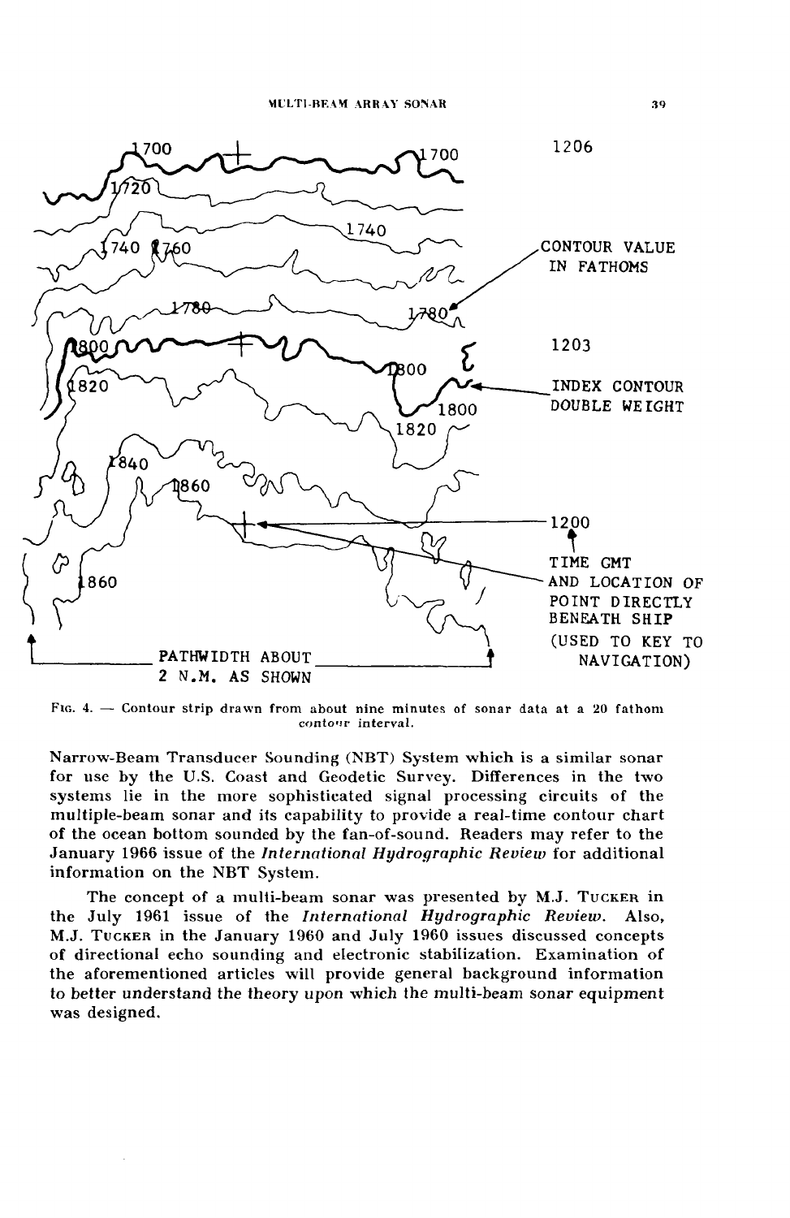1206

CONTOUR VALUE IN FATHOMS

1700
1700
1720
1740
1740
1760
1780
1780
1800
1800
1800
1820
1820
1840
1860
1860

1203

INDEX CONTOUR DOUBLE WEIGHT

1200

TIME GMT AND LOCATION OF POINT DIRECTLY BENEATH SHIP (USED TO KEY TO NAVIGATION)

PATHWIDTH ABOUT 2 N.M. AS SHOWN

FIG. 4. — Contour strip drawn from about nine minutes of sonar data at a 20 fathom contour interval.

Narrow-Beam Transducer Sounding (NBT) System which is a similar sonar for use by the U.S. Coast and Geodetic Survey. Differences in the two systems lie in the more sophisticated signal processing circuits of the multiple-beam sonar and its capability to provide a real-time contour chart of the ocean bottom sounded by the fan-of-sound. Readers may refer to the January 1966 issue of the *International Hydrographic Review* for additional information on the NBT System.

The concept of a multi-beam sonar was presented by M.J. TUCKER in the July 1961 issue of the *International Hydrographic Review*. Also, M.J. TUCKER in the January 1960 and July 1960 issues discussed concepts of directional echo sounding and electronic stabilization. Examination of the aforementioned articles will provide general background information to better understand the theory upon which the multi-beam sonar equipment was designed.